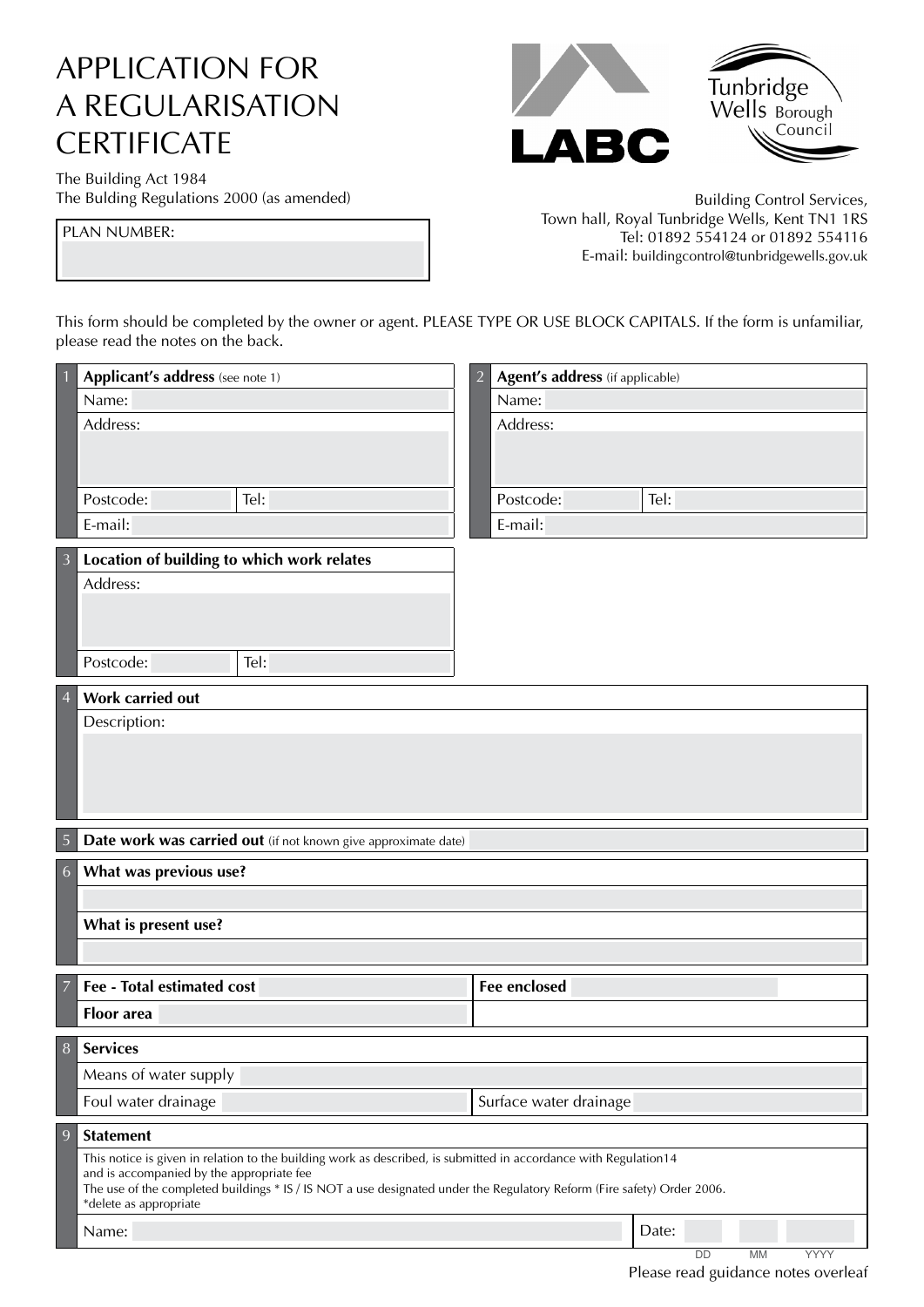# APPLICATION FOR A REGULARISATION CERTIFICATE

The Building Act 1984
The Bulding Regulations 2000 (as amended)

PLAN NUMBER:

Building Control Services,
Town hall, Royal Tunbridge Wells, Kent TN1 1RS
Tel: 01892 554124 or 01892 554116
E-mail: buildingcontrol@tunbridgewells.gov.uk

This form should be completed by the owner or agent. PLEASE TYPE OR USE BLOCK CAPITALS. If the form is unfamiliar, please read the notes on the back.

**1 Applicant's address** (see note 1)

Name:

Address:

Postcode: | Tel:

E-mail:

**2 Agent's address** (if applicable)

Name:

Address:

Postcode: | Tel:

E-mail:

**3 Location of building to which work relates**

Address:

Postcode: | Tel:

**4 Work carried out**

Description:

**5 Date work was carried out** (if not known give approximate date)

**6 What was previous use?**

**What is present use?**

**7 Fee - Total estimated cost** | **Fee enclosed**

**Floor area**

**8 Services**

Means of water supply

Foul water drainage | Surface water drainage

**9 Statement**

This notice is given in relation to the building work as described, is submitted in accordance with Regulation14 and is accompanied by the appropriate fee
The use of the completed buildings * IS / IS NOT a use designated under the Regulatory Reform (Fire safety) Order 2006.
*delete as appropriate

Name: | Date: DD MM YYYY

Please read guidance notes overleaf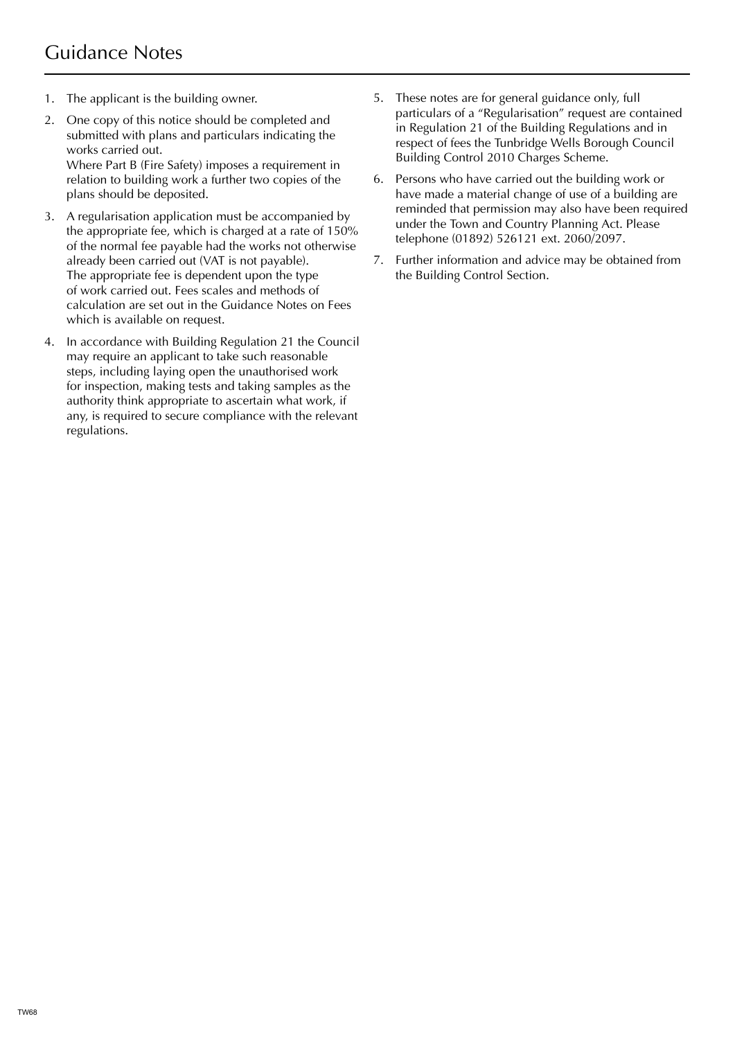# Guidance Notes

1. The applicant is the building owner.
2. One copy of this notice should be completed and submitted with plans and particulars indicating the works carried out.
   Where Part B (Fire Safety) imposes a requirement in relation to building work a further two copies of the plans should be deposited.
3. A regularisation application must be accompanied by the appropriate fee, which is charged at a rate of 150% of the normal fee payable had the works not otherwise already been carried out (VAT is not payable).
   The appropriate fee is dependent upon the type of work carried out. Fees scales and methods of calculation are set out in the Guidance Notes on Fees which is available on request.
4. In accordance with Building Regulation 21 the Council may require an applicant to take such reasonable steps, including laying open the unauthorised work for inspection, making tests and taking samples as the authority think appropriate to ascertain what work, if any, is required to secure compliance with the relevant regulations.
5. These notes are for general guidance only, full particulars of a “Regularisation” request are contained in Regulation 21 of the Building Regulations and in respect of fees the Tunbridge Wells Borough Council Building Control 2010 Charges Scheme.
6. Persons who have carried out the building work or have made a material change of use of a building are reminded that permission may also have been required under the Town and Country Planning Act. Please telephone (01892) 526121 ext. 2060/2097.
7. Further information and advice may be obtained from the Building Control Section.

TW68